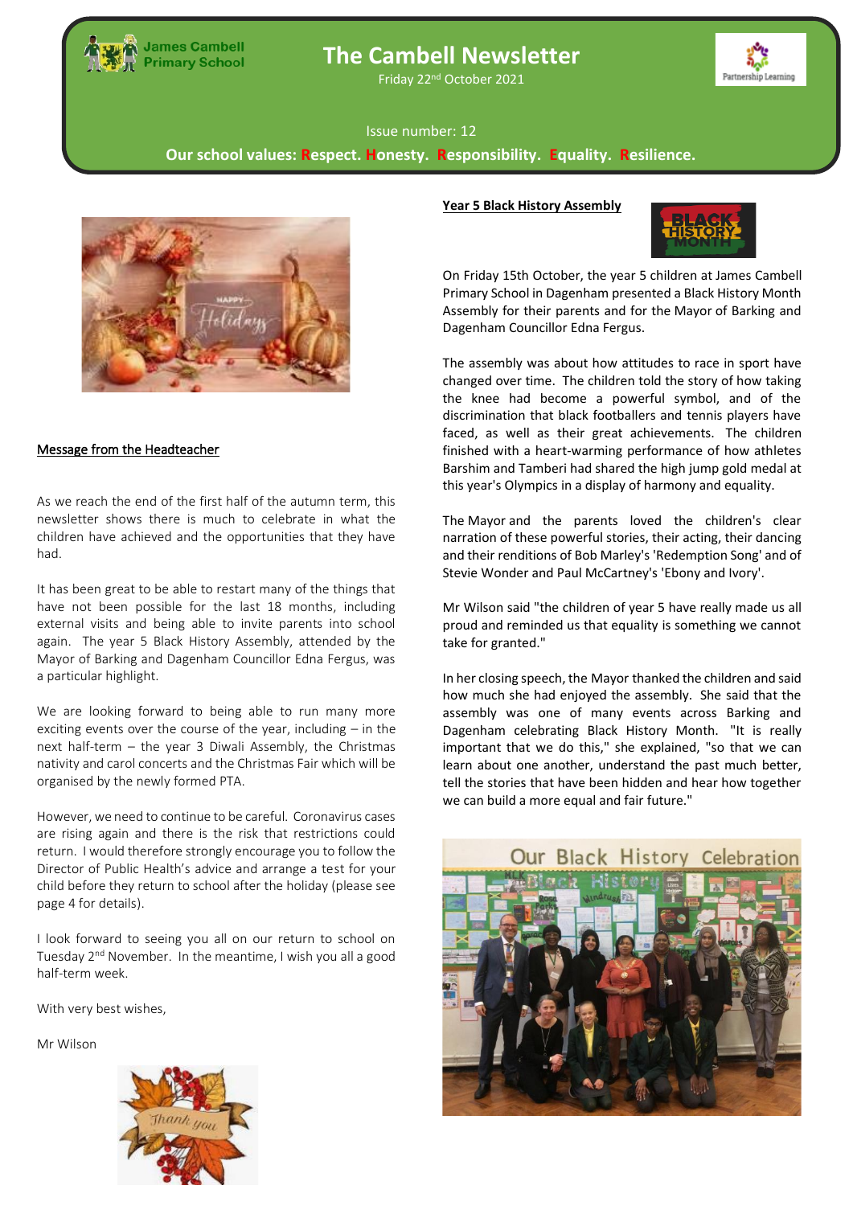James Cambell Primary School

# The Cambell Newsletter

Friday 22nd October 2021

Partnership Learning

Issue number: 12

**Our school values: Respect. Honesty. Responsibility. Equality. Resilience.**

## Message from the Headteacher

As we reach the end of the first half of the autumn term, this newsletter shows there is much to celebrate in what the children have achieved and the opportunities that they have had.

It has been great to be able to restart many of the things that have not been possible for the last 18 months, including external visits and being able to invite parents into school again. The year 5 Black History Assembly, attended by the Mayor of Barking and Dagenham Councillor Edna Fergus, was a particular highlight.

We are looking forward to being able to run many more exciting events over the course of the year, including – in the next half-term – the year 3 Diwali Assembly, the Christmas nativity and carol concerts and the Christmas Fair which will be organised by the newly formed PTA.

However, we need to continue to be careful. Coronavirus cases are rising again and there is the risk that restrictions could return. I would therefore strongly encourage you to follow the Director of Public Health's advice and arrange a test for your child before they return to school after the holiday (please see page 4 for details).

I look forward to seeing you all on our return to school on Tuesday 2nd November. In the meantime, I wish you all a good half-term week.

With very best wishes,

Mr Wilson

## Year 5 Black History Assembly

On Friday 15th October, the year 5 children at James Cambell Primary School in Dagenham presented a Black History Month Assembly for their parents and for the Mayor of Barking and Dagenham Councillor Edna Fergus.

The assembly was about how attitudes to race in sport have changed over time. The children told the story of how taking the knee had become a powerful symbol, and of the discrimination that black footballers and tennis players have faced, as well as their great achievements. The children finished with a heart-warming performance of how athletes Barshim and Tamberi had shared the high jump gold medal at this year's Olympics in a display of harmony and equality.

The Mayor and the parents loved the children's clear narration of these powerful stories, their acting, their dancing and their renditions of Bob Marley's 'Redemption Song' and of Stevie Wonder and Paul McCartney's 'Ebony and Ivory'.

Mr Wilson said "the children of year 5 have really made us all proud and reminded us that equality is something we cannot take for granted."

In her closing speech, the Mayor thanked the children and said how much she had enjoyed the assembly. She said that the assembly was one of many events across Barking and Dagenham celebrating Black History Month. "It is really important that we do this," she explained, "so that we can learn about one another, understand the past much better, tell the stories that have been hidden and hear how together we can build a more equal and fair future."

Our Black History Celebration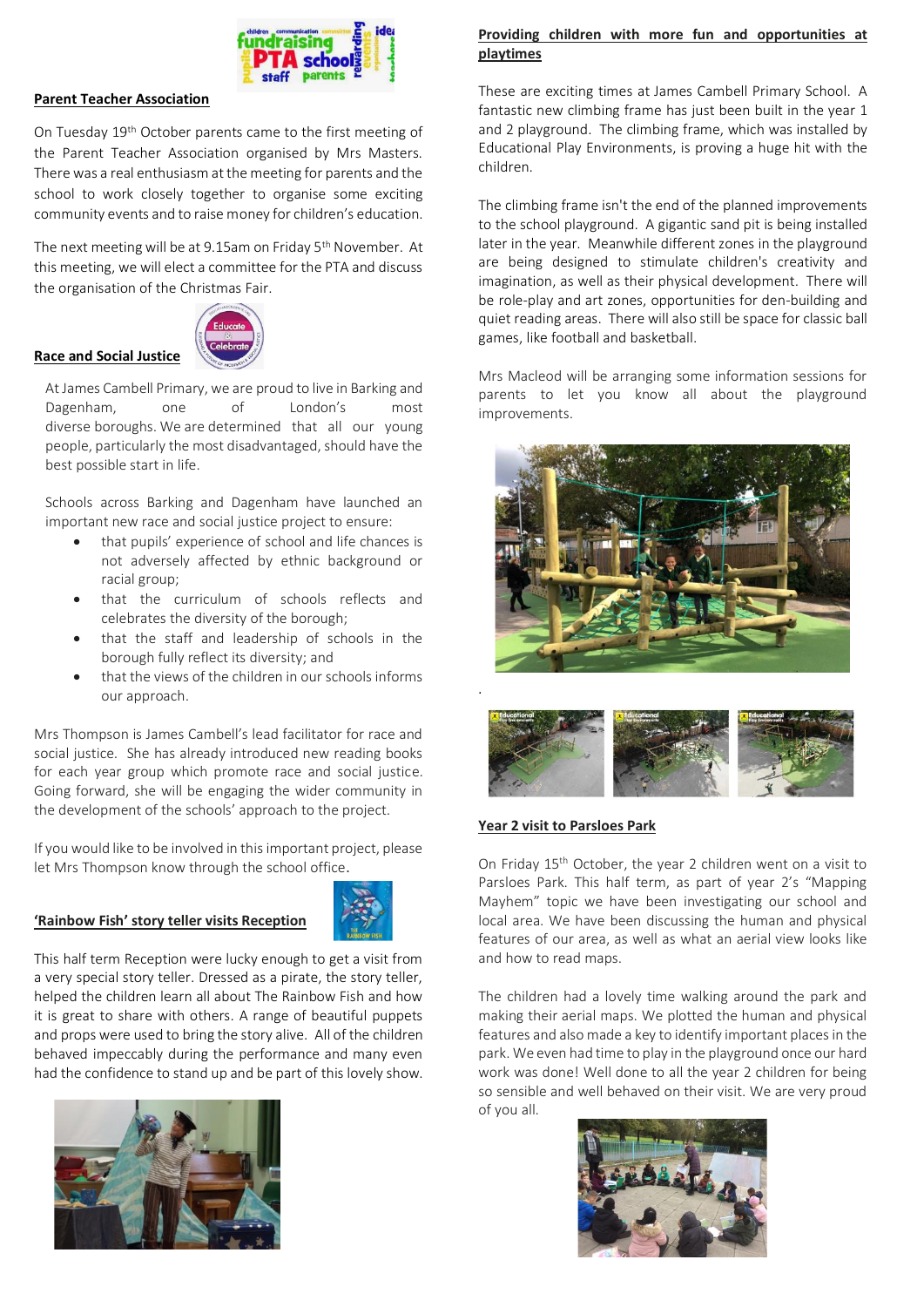## Parent Teacher Association

On Tuesday 19th October parents came to the first meeting of the Parent Teacher Association organised by Mrs Masters. There was a real enthusiasm at the meeting for parents and the school to work closely together to organise some exciting community events and to raise money for children's education.

The next meeting will be at 9.15am on Friday 5th November. At this meeting, we will elect a committee for the PTA and discuss the organisation of the Christmas Fair.

## Race and Social Justice

At James Cambell Primary, we are proud to live in Barking and Dagenham, one of London's most diverse boroughs. We are determined that all our young people, particularly the most disadvantaged, should have the best possible start in life.

Schools across Barking and Dagenham have launched an important new race and social justice project to ensure:

- that pupils' experience of school and life chances is not adversely affected by ethnic background or racial group;
- that the curriculum of schools reflects and celebrates the diversity of the borough;
- that the staff and leadership of schools in the borough fully reflect its diversity; and
- that the views of the children in our schools informs our approach.

Mrs Thompson is James Cambell's lead facilitator for race and social justice. She has already introduced new reading books for each year group which promote race and social justice. Going forward, she will be engaging the wider community in the development of the schools' approach to the project.

If you would like to be involved in this important project, please let Mrs Thompson know through the school office.

## 'Rainbow Fish' story teller visits Reception

This half term Reception were lucky enough to get a visit from a very special story teller. Dressed as a pirate, the story teller, helped the children learn all about The Rainbow Fish and how it is great to share with others. A range of beautiful puppets and props were used to bring the story alive. All of the children behaved impeccably during the performance and many even had the confidence to stand up and be part of this lovely show.

## Providing children with more fun and opportunities at playtimes

These are exciting times at James Cambell Primary School. A fantastic new climbing frame has just been built in the year 1 and 2 playground. The climbing frame, which was installed by Educational Play Environments, is proving a huge hit with the children.

The climbing frame isn't the end of the planned improvements to the school playground. A gigantic sand pit is being installed later in the year. Meanwhile different zones in the playground are being designed to stimulate children's creativity and imagination, as well as their physical development. There will be role-play and art zones, opportunities for den-building and quiet reading areas. There will also still be space for classic ball games, like football and basketball.

Mrs Macleod will be arranging some information sessions for parents to let you know all about the playground improvements.

## Year 2 visit to Parsloes Park

On Friday 15th October, the year 2 children went on a visit to Parsloes Park. This half term, as part of year 2's "Mapping Mayhem" topic we have been investigating our school and local area. We have been discussing the human and physical features of our area, as well as what an aerial view looks like and how to read maps.

The children had a lovely time walking around the park and making their aerial maps. We plotted the human and physical features and also made a key to identify important places in the park. We even had time to play in the playground once our hard work was done! Well done to all the year 2 children for being so sensible and well behaved on their visit. We are very proud of you all.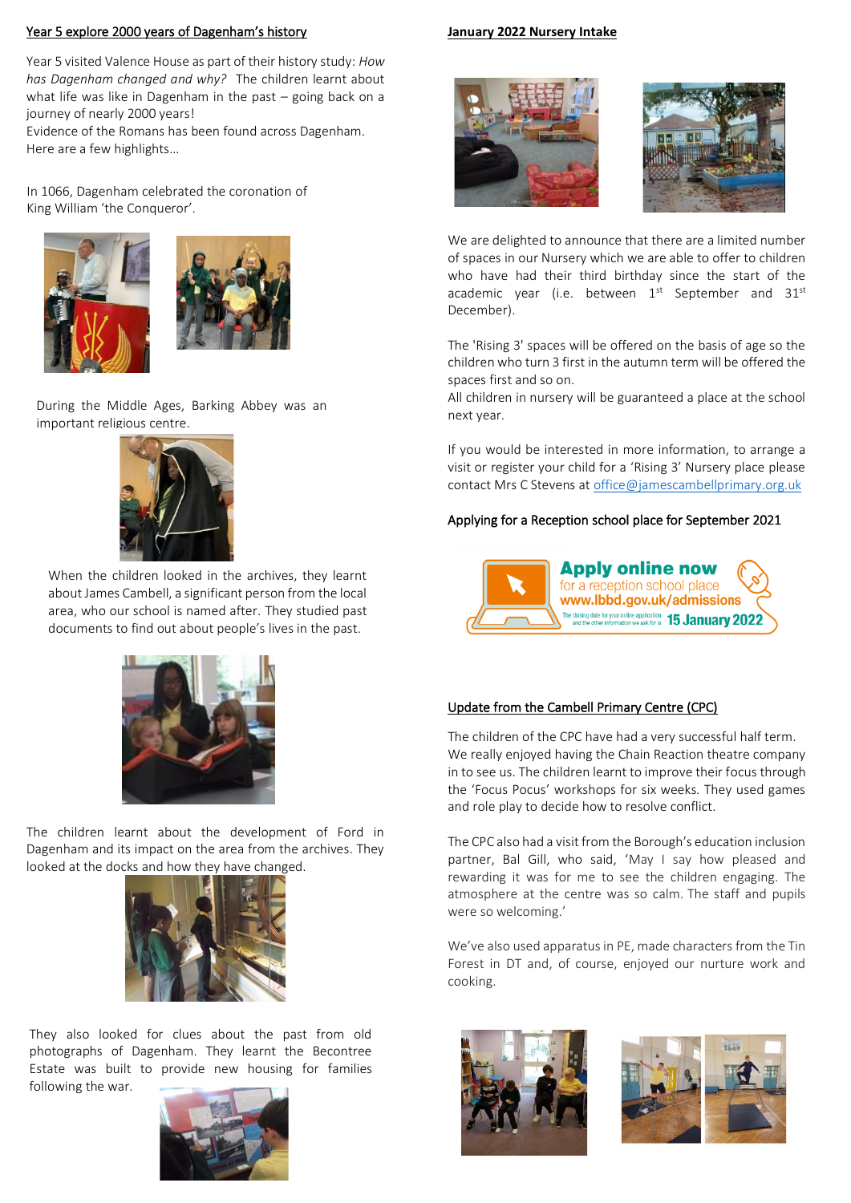## Year 5 explore 2000 years of Dagenham's history

Year 5 visited Valence House as part of their history study: *How has Dagenham changed and why?* The children learnt about what life was like in Dagenham in the past – going back on a journey of nearly 2000 years!
Evidence of the Romans has been found across Dagenham. Here are a few highlights…

In 1066, Dagenham celebrated the coronation of King William 'the Conqueror'.

During the Middle Ages, Barking Abbey was an important religious centre.

When the children looked in the archives, they learnt about James Cambell, a significant person from the local area, who our school is named after. They studied past documents to find out about people's lives in the past.

The children learnt about the development of Ford in Dagenham and its impact on the area from the archives. They looked at the docks and how they have changed.

They also looked for clues about the past from old photographs of Dagenham. They learnt the Becontree Estate was built to provide new housing for families following the war.

## January 2022 Nursery Intake

We are delighted to announce that there are a limited number of spaces in our Nursery which we are able to offer to children who have had their third birthday since the start of the academic year (i.e. between 1st September and 31st December).

The 'Rising 3' spaces will be offered on the basis of age so the children who turn 3 first in the autumn term will be offered the spaces first and so on.
All children in nursery will be guaranteed a place at the school next year.

If you would be interested in more information, to arrange a visit or register your child for a 'Rising 3' Nursery place please contact Mrs C Stevens at office@jamescambellprimary.org.uk

### Applying for a Reception school place for September 2021

**Apply online now**
for a reception school place
**www.lbbd.gov.uk/admissions**
The closing date for your online application and the other information we ask for is **15 January 2022**

## Update from the Cambell Primary Centre (CPC)

The children of the CPC have had a very successful half term. We really enjoyed having the Chain Reaction theatre company in to see us. The children learnt to improve their focus through the 'Focus Pocus' workshops for six weeks. They used games and role play to decide how to resolve conflict.

The CPC also had a visit from the Borough's education inclusion partner, Bal Gill, who said, 'May I say how pleased and rewarding it was for me to see the children engaging. The atmosphere at the centre was so calm. The staff and pupils were so welcoming.'

We've also used apparatus in PE, made characters from the Tin Forest in DT and, of course, enjoyed our nurture work and cooking.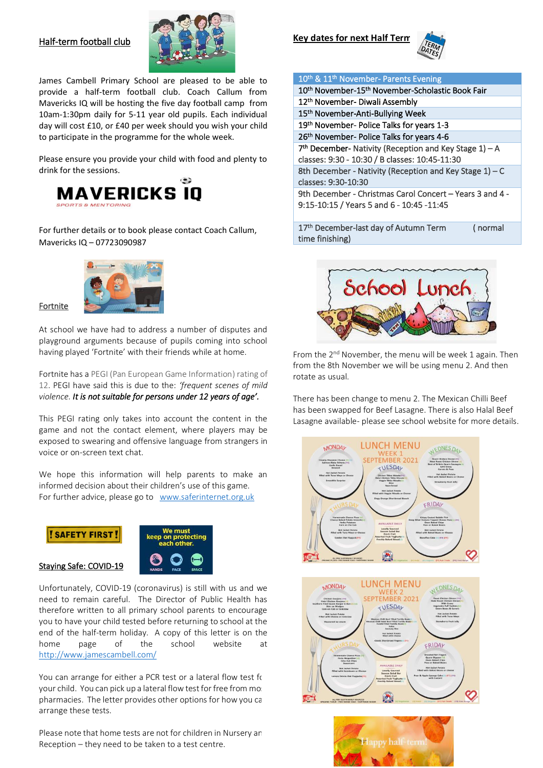## Half-term football club

James Cambell Primary School are pleased to be able to provide a half-term football club. Coach Callum from Mavericks IQ will be hosting the five day football camp from 10am-1:30pm daily for 5-11 year old pupils. Each individual day will cost £10, or £40 per week should you wish your child to participate in the programme for the whole week.

Please ensure you provide your child with food and plenty to drink for the sessions.

MAVERICKS IQ
SPORTS & MENTORING

For further details or to book please contact Coach Callum, Mavericks IQ – 07723090987

## Fortnite

At school we have had to address a number of disputes and playground arguments because of pupils coming into school having played 'Fortnite' with their friends while at home.

Fortnite has a PEGI (Pan European Game Information) rating of 12. PEGI have said this is due to the: *'frequent scenes of mild violence. **It is not suitable for persons under 12 years of age'.***

This PEGI rating only takes into account the content in the game and not the contact element, where players may be exposed to swearing and offensive language from strangers in voice or on-screen text chat.

We hope this information will help parents to make an informed decision about their children's use of this game. For further advice, please go to www.saferinternet.org.uk

## Staying Safe: COVID-19

Unfortunately, COVID-19 (coronavirus) is still with us and we need to remain careful. The Director of Public Health has therefore written to all primary school parents to encourage you to have your child tested before returning to school at the end of the half-term holiday. A copy of this letter is on the home page of the school website at http://www.jamescambell.com/

You can arrange for either a PCR test or a lateral flow test for your child. You can pick up a lateral flow test for free from most pharmacies. The letter provides other options for how you can arrange these tests.

Please note that home tests are not for children in Nursery and Reception – they need to be taken to a test centre.

## Key dates for next Half Term

| |
|---|
| 10th & 11th November- Parents Evening |
| 10th November-15th November-Scholastic Book Fair |
| 12th November- Diwali Assembly |
| 15th November-Anti-Bullying Week |
| 19th November- Police Talks for years 1-3 |
| 26th November- Police Talks for years 4-6 |
| 7th December- Nativity (Reception and Key Stage 1) – A classes: 9:30 - 10:30 / B classes: 10:45-11:30 |
| 8th December - Nativity (Reception and Key Stage 1) – C classes: 9:30-10:30 |
| 9th December - Christmas Carol Concert – Years 3 and 4 - 9:15-10:15 / Years 5 and 6 - 10:45 -11:45 |
| 17th December-last day of Autumn Term (normal time finishing) |

## School Lunch

From the 2nd November, the menu will be week 1 again. Then from the 8th November we will be using menu 2. And then rotate as usual.

There has been change to menu 2. The Mexican Chilli Beef has been swapped for Beef Lasagne. There is also Halal Beef Lasagne available- please see school website for more details.

Happy half-term!